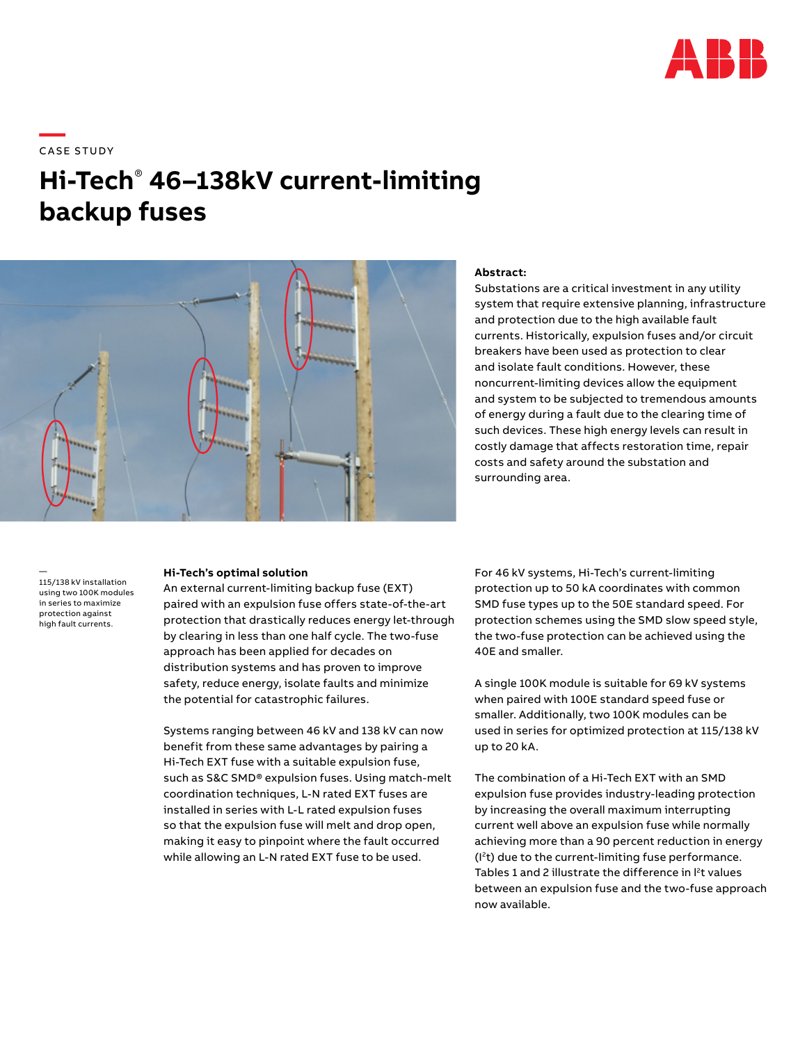CASE STUDY

# Hi-Tech® 46–138kV current-limiting backup fuses

**Abstract:**
Substations are a critical investment in any utility system that require extensive planning, infrastructure and protection due to the high available fault currents. Historically, expulsion fuses and/or circuit breakers have been used as protection to clear and isolate fault conditions. However, these noncurrent-limiting devices allow the equipment and system to be subjected to tremendous amounts of energy during a fault due to the clearing time of such devices. These high energy levels can result in costly damage that affects restoration time, repair costs and safety around the substation and surrounding area.

115/138 kV installation using two 100K modules in series to maximize protection against high fault currents.

**Hi-Tech's optimal solution**
An external current-limiting backup fuse (EXT) paired with an expulsion fuse offers state-of-the-art protection that drastically reduces energy let-through by clearing in less than one half cycle. The two-fuse approach has been applied for decades on distribution systems and has proven to improve safety, reduce energy, isolate faults and minimize the potential for catastrophic failures.

Systems ranging between 46 kV and 138 kV can now benefit from these same advantages by pairing a Hi-Tech EXT fuse with a suitable expulsion fuse, such as S&C SMD® expulsion fuses. Using match-melt coordination techniques, L-N rated EXT fuses are installed in series with L-L rated expulsion fuses so that the expulsion fuse will melt and drop open, making it easy to pinpoint where the fault occurred while allowing an L-N rated EXT fuse to be used.

For 46 kV systems, Hi-Tech's current-limiting protection up to 50 kA coordinates with common SMD fuse types up to the 50E standard speed. For protection schemes using the SMD slow speed style, the two-fuse protection can be achieved using the 40E and smaller.

A single 100K module is suitable for 69 kV systems when paired with 100E standard speed fuse or smaller. Additionally, two 100K modules can be used in series for optimized protection at 115/138 kV up to 20 kA.

The combination of a Hi-Tech EXT with an SMD expulsion fuse provides industry-leading protection by increasing the overall maximum interrupting current well above an expulsion fuse while normally achieving more than a 90 percent reduction in energy ($I^2t$) due to the current-limiting fuse performance. Tables 1 and 2 illustrate the difference in $I^2t$ values between an expulsion fuse and the two-fuse approach now available.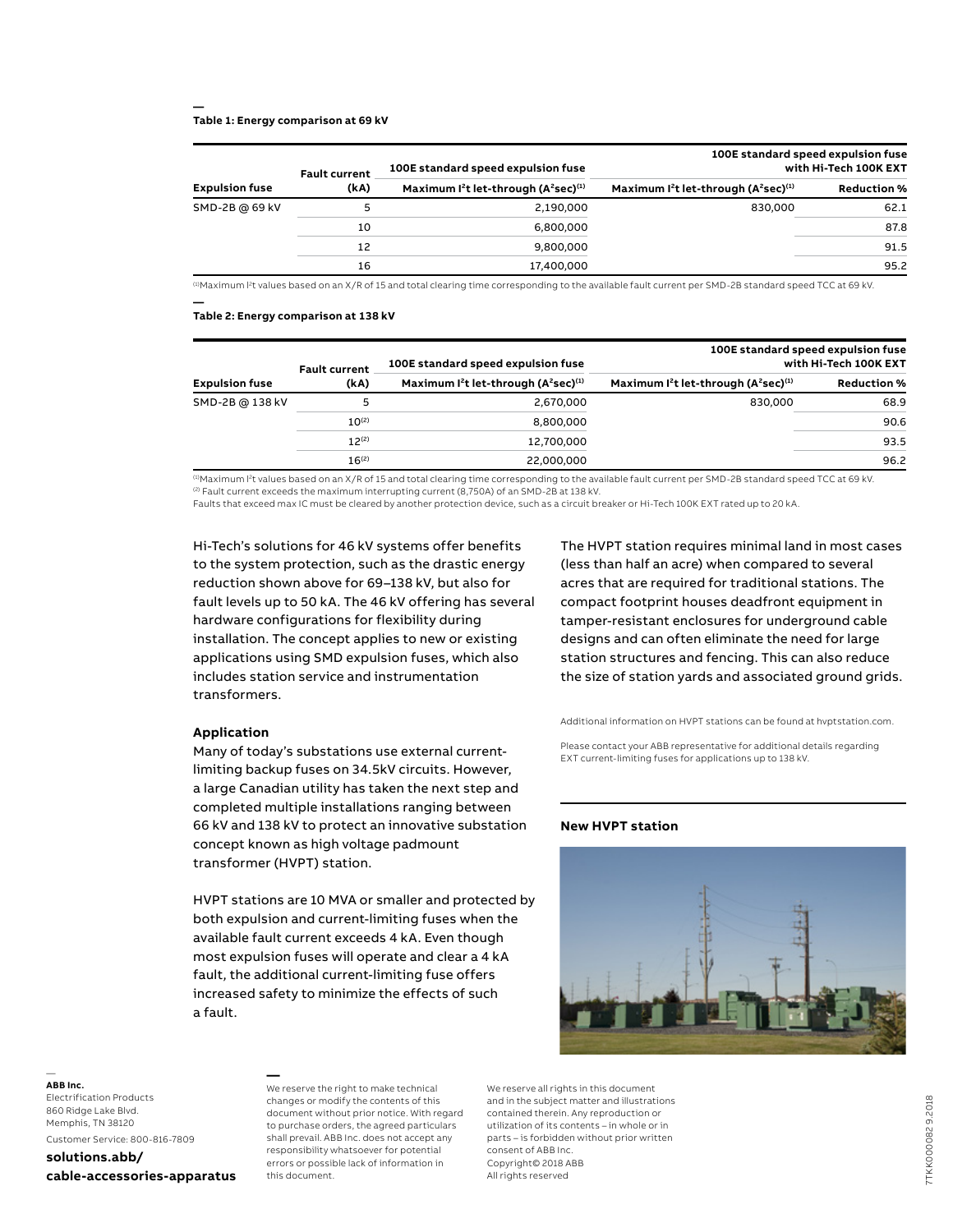**Table 1: Energy comparison at 69 kV**

| Expulsion fuse | Fault current (kA) | 100E standard speed expulsion fuse | 100E standard speed expulsion fuse with Hi-Tech 100K EXT | |
|---|---|---|---|---|
| | | Maximum $I^2t$ let-through ($A^2sec$)[1] | Maximum $I^2t$ let-through ($A^2sec$)[1] | Reduction % |
| SMD-2B @ 69 kV | 5 | 2,190,000 | 830,000 | 62.1 |
| | 10 | 6,800,000 | | 87.8 |
| | 12 | 9,800,000 | | 91.5 |
| | 16 | 17,400,000 | | 95.2 |

[1]Maximum $I^2t$ values based on an X/R of 15 and total clearing time corresponding to the available fault current per SMD-2B standard speed TCC at 69 kV.

**Table 2: Energy comparison at 138 kV**

| Expulsion fuse | Fault current (kA) | 100E standard speed expulsion fuse | 100E standard speed expulsion fuse with Hi-Tech 100K EXT | |
|---|---|---|---|---|
| | | Maximum $I^2t$ let-through ($A^2sec$)[1] | Maximum $I^2t$ let-through ($A^2sec$)[1] | Reduction % |
| SMD-2B @ 138 kV | 5 | 2,670,000 | 830,000 | 68.9 |
| | 10[2] | 8,800,000 | | 90.6 |
| | 12[2] | 12,700,000 | | 93.5 |
| | 16[2] | 22,000,000 | | 96.2 |

[1]Maximum $I^2t$ values based on an X/R of 15 and total clearing time corresponding to the available fault current per SMD-2B standard speed TCC at 69 kV.
[2] Fault current exceeds the maximum interrupting current (8,750A) of an SMD-2B at 138 kV.
Faults that exceed max IC must be cleared by another protection device, such as a circuit breaker or Hi-Tech 100K EXT rated up to 20 kA.

Hi-Tech's solutions for 46 kV systems offer benefits to the system protection, such as the drastic energy reduction shown above for 69–138 kV, but also for fault levels up to 50 kA. The 46 kV offering has several hardware configurations for flexibility during installation. The concept applies to new or existing applications using SMD expulsion fuses, which also includes station service and instrumentation transformers.

### Application

Many of today's substations use external current-limiting backup fuses on 34.5kV circuits. However, a large Canadian utility has taken the next step and completed multiple installations ranging between 66 kV and 138 kV to protect an innovative substation concept known as high voltage padmount transformer (HVPT) station.

HVPT stations are 10 MVA or smaller and protected by both expulsion and current-limiting fuses when the available fault current exceeds 4 kA. Even though most expulsion fuses will operate and clear a 4 kA fault, the additional current-limiting fuse offers increased safety to minimize the effects of such a fault.

The HVPT station requires minimal land in most cases (less than half an acre) when compared to several acres that are required for traditional stations. The compact footprint houses deadfront equipment in tamper-resistant enclosures for underground cable designs and can often eliminate the need for large station structures and fencing. This can also reduce the size of station yards and associated ground grids.

Additional information on HVPT stations can be found at hvptstation.com.

Please contact your ABB representative for additional details regarding EXT current-limiting fuses for applications up to 138 kV.

**New HVPT station**

**ABB Inc.**
Electrification Products
860 Ridge Lake Blvd.
Memphis, TN 38120
Customer Service: 800-816-7809

**solutions.abb/cable-accessories-apparatus**

We reserve the right to make technical changes or modify the contents of this document without prior notice. With regard to purchase orders, the agreed particulars shall prevail. ABB Inc. does not accept any responsibility whatsoever for potential errors or possible lack of information in this document.

We reserve all rights in this document and in the subject matter and illustrations contained therein. Any reproduction or utilization of its contents – in whole or in parts – is forbidden without prior written consent of ABB Inc.
Copyright© 2018 ABB
All rights reserved

7TKK000082 9.2018